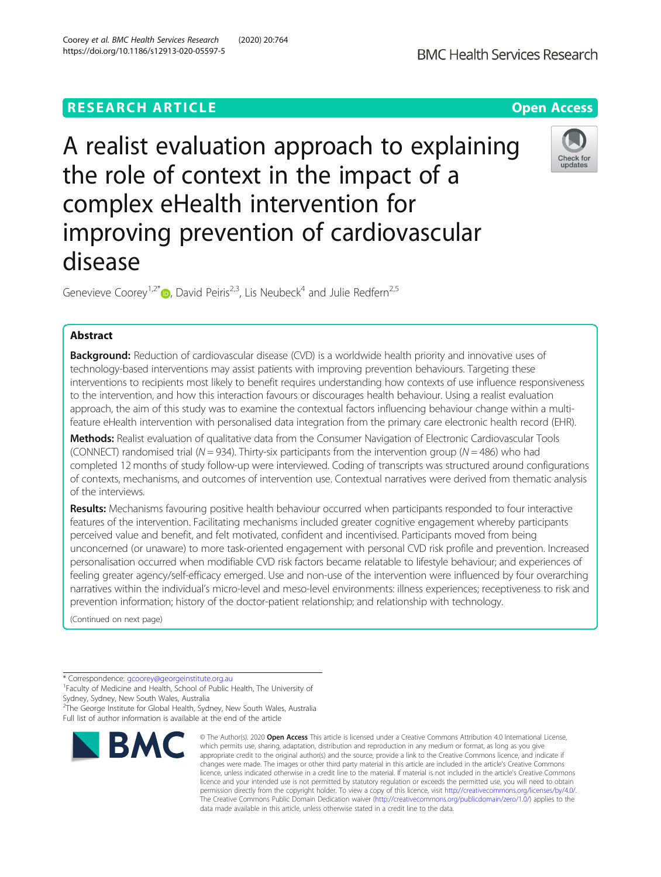RESEARCH ARTICLE Open Access

# A realist evaluation approach to explaining the role of context in the impact of a complex eHealth intervention for improving prevention of cardiovascular disease

Genevieve Coorey[1,2*], David Peiris[2,3], Lis Neubeck[4] and Julie Redfern[2,5]

## Abstract

**Background:** Reduction of cardiovascular disease (CVD) is a worldwide health priority and innovative uses of technology-based interventions may assist patients with improving prevention behaviours. Targeting these interventions to recipients most likely to benefit requires understanding how contexts of use influence responsiveness to the intervention, and how this interaction favours or discourages health behaviour. Using a realist evaluation approach, the aim of this study was to examine the contextual factors influencing behaviour change within a multi-feature eHealth intervention with personalised data integration from the primary care electronic health record (EHR).

**Methods:** Realist evaluation of qualitative data from the Consumer Navigation of Electronic Cardiovascular Tools (CONNECT) randomised trial ($N = 934$). Thirty-six participants from the intervention group ($N = 486$) who had completed 12 months of study follow-up were interviewed. Coding of transcripts was structured around configurations of contexts, mechanisms, and outcomes of intervention use. Contextual narratives were derived from thematic analysis of the interviews.

**Results:** Mechanisms favouring positive health behaviour occurred when participants responded to four interactive features of the intervention. Facilitating mechanisms included greater cognitive engagement whereby participants perceived value and benefit, and felt motivated, confident and incentivised. Participants moved from being unconcerned (or unaware) to more task-oriented engagement with personal CVD risk profile and prevention. Increased personalisation occurred when modifiable CVD risk factors became relatable to lifestyle behaviour; and experiences of feeling greater agency/self-efficacy emerged. Use and non-use of the intervention were influenced by four overarching narratives within the individual's micro-level and meso-level environments: illness experiences; receptiveness to risk and prevention information; history of the doctor-patient relationship; and relationship with technology.

(Continued on next page)

* Correspondence: gcoorey@georgeinstitute.org.au
[1]Faculty of Medicine and Health, School of Public Health, The University of Sydney, Sydney, New South Wales, Australia
[2]The George Institute for Global Health, Sydney, New South Wales, Australia
Full list of author information is available at the end of the article

© The Author(s). 2020 **Open Access** This article is licensed under a Creative Commons Attribution 4.0 International License, which permits use, sharing, adaptation, distribution and reproduction in any medium or format, as long as you give appropriate credit to the original author(s) and the source, provide a link to the Creative Commons licence, and indicate if changes were made. The images or other third party material in this article are included in the article's Creative Commons licence, unless indicated otherwise in a credit line to the material. If material is not included in the article's Creative Commons licence and your intended use is not permitted by statutory regulation or exceeds the permitted use, you will need to obtain permission directly from the copyright holder. To view a copy of this licence, visit http://creativecommons.org/licenses/by/4.0/. The Creative Commons Public Domain Dedication waiver (http://creativecommons.org/publicdomain/zero/1.0/) applies to the data made available in this article, unless otherwise stated in a credit line to the data.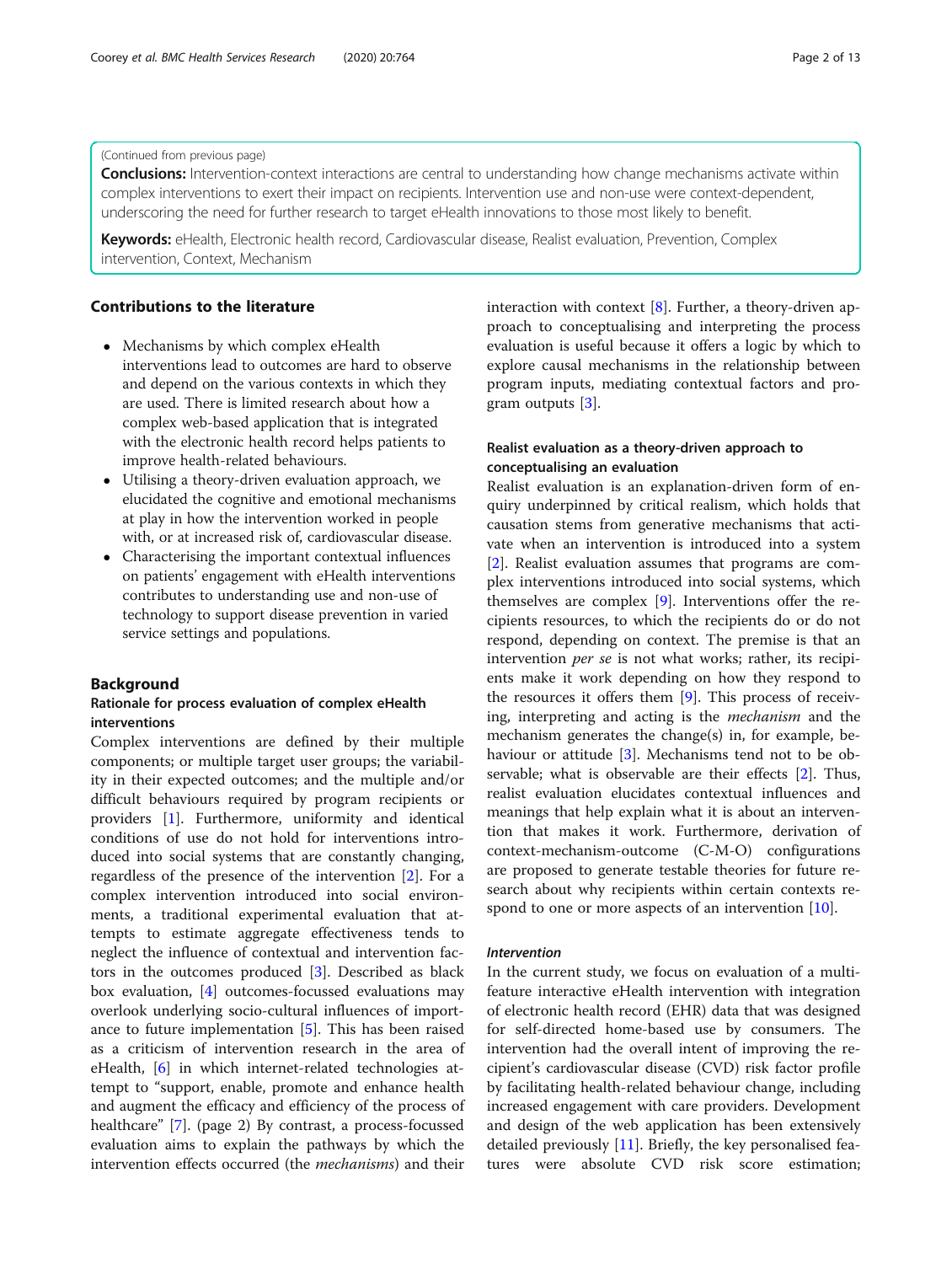(Continued from previous page)

**Conclusions:** Intervention-context interactions are central to understanding how change mechanisms activate within complex interventions to exert their impact on recipients. Intervention use and non-use were context-dependent, underscoring the need for further research to target eHealth innovations to those most likely to benefit.

**Keywords:** eHealth, Electronic health record, Cardiovascular disease, Realist evaluation, Prevention, Complex intervention, Context, Mechanism

## Contributions to the literature

- Mechanisms by which complex eHealth interventions lead to outcomes are hard to observe and depend on the various contexts in which they are used. There is limited research about how a complex web-based application that is integrated with the electronic health record helps patients to improve health-related behaviours.
- Utilising a theory-driven evaluation approach, we elucidated the cognitive and emotional mechanisms at play in how the intervention worked in people with, or at increased risk of, cardiovascular disease.
- Characterising the important contextual influences on patients' engagement with eHealth interventions contributes to understanding use and non-use of technology to support disease prevention in varied service settings and populations.

## Background

### Rationale for process evaluation of complex eHealth interventions

Complex interventions are defined by their multiple components; or multiple target user groups; the variability in their expected outcomes; and the multiple and/or difficult behaviours required by program recipients or providers [1]. Furthermore, uniformity and identical conditions of use do not hold for interventions introduced into social systems that are constantly changing, regardless of the presence of the intervention [2]. For a complex intervention introduced into social environments, a traditional experimental evaluation that attempts to estimate aggregate effectiveness tends to neglect the influence of contextual and intervention factors in the outcomes produced [3]. Described as black box evaluation, [4] outcomes-focussed evaluations may overlook underlying socio-cultural influences of importance to future implementation [5]. This has been raised as a criticism of intervention research in the area of eHealth, [6] in which internet-related technologies attempt to "support, enable, promote and enhance health and augment the efficacy and efficiency of the process of healthcare" [7]. (page 2) By contrast, a process-focussed evaluation aims to explain the pathways by which the intervention effects occurred (the *mechanisms*) and their interaction with context [8]. Further, a theory-driven approach to conceptualising and interpreting the process evaluation is useful because it offers a logic by which to explore causal mechanisms in the relationship between program inputs, mediating contextual factors and program outputs [3].

### Realist evaluation as a theory-driven approach to conceptualising an evaluation

Realist evaluation is an explanation-driven form of enquiry underpinned by critical realism, which holds that causation stems from generative mechanisms that activate when an intervention is introduced into a system [2]. Realist evaluation assumes that programs are complex interventions introduced into social systems, which themselves are complex [9]. Interventions offer the recipients resources, to which the recipients do or do not respond, depending on context. The premise is that an intervention *per se* is not what works; rather, its recipients make it work depending on how they respond to the resources it offers them [9]. This process of receiving, interpreting and acting is the *mechanism* and the mechanism generates the change(s) in, for example, behaviour or attitude [3]. Mechanisms tend not to be observable; what is observable are their effects [2]. Thus, realist evaluation elucidates contextual influences and meanings that help explain what it is about an intervention that makes it work. Furthermore, derivation of context-mechanism-outcome (C-M-O) configurations are proposed to generate testable theories for future research about why recipients within certain contexts respond to one or more aspects of an intervention [10].

#### *Intervention*

In the current study, we focus on evaluation of a multi-feature interactive eHealth intervention with integration of electronic health record (EHR) data that was designed for self-directed home-based use by consumers. The intervention had the overall intent of improving the recipient's cardiovascular disease (CVD) risk factor profile by facilitating health-related behaviour change, including increased engagement with care providers. Development and design of the web application has been extensively detailed previously [11]. Briefly, the key personalised features were absolute CVD risk score estimation;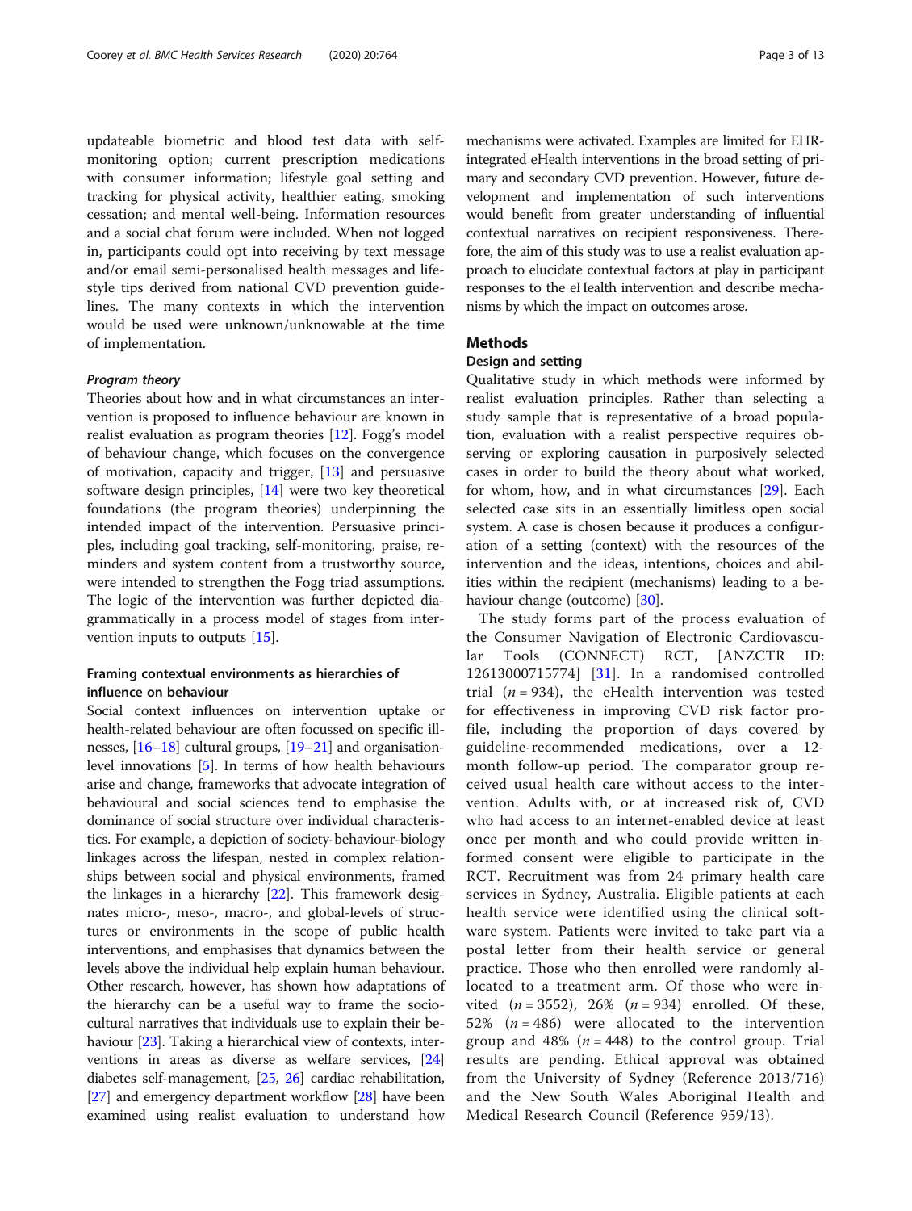updateable biometric and blood test data with self-monitoring option; current prescription medications with consumer information; lifestyle goal setting and tracking for physical activity, healthier eating, smoking cessation; and mental well-being. Information resources and a social chat forum were included. When not logged in, participants could opt into receiving by text message and/or email semi-personalised health messages and lifestyle tips derived from national CVD prevention guidelines. The many contexts in which the intervention would be used were unknown/unknowable at the time of implementation.

#### *Program theory*

Theories about how and in what circumstances an intervention is proposed to influence behaviour are known in realist evaluation as program theories [12]. Fogg's model of behaviour change, which focuses on the convergence of motivation, capacity and trigger, [13] and persuasive software design principles, [14] were two key theoretical foundations (the program theories) underpinning the intended impact of the intervention. Persuasive principles, including goal tracking, self-monitoring, praise, reminders and system content from a trustworthy source, were intended to strengthen the Fogg triad assumptions. The logic of the intervention was further depicted diagrammatically in a process model of stages from intervention inputs to outputs [15].

### Framing contextual environments as hierarchies of influence on behaviour

Social context influences on intervention uptake or health-related behaviour are often focussed on specific illnesses, [16–18] cultural groups, [19–21] and organisation-level innovations [5]. In terms of how health behaviours arise and change, frameworks that advocate integration of behavioural and social sciences tend to emphasise the dominance of social structure over individual characteristics. For example, a depiction of society-behaviour-biology linkages across the lifespan, nested in complex relationships between social and physical environments, framed the linkages in a hierarchy [22]. This framework designates micro-, meso-, macro-, and global-levels of structures or environments in the scope of public health interventions, and emphasises that dynamics between the levels above the individual help explain human behaviour. Other research, however, has shown how adaptations of the hierarchy can be a useful way to frame the socio-cultural narratives that individuals use to explain their behaviour [23]. Taking a hierarchical view of contexts, interventions in areas as diverse as welfare services, [24] diabetes self-management, [25, 26] cardiac rehabilitation, [27] and emergency department workflow [28] have been examined using realist evaluation to understand how mechanisms were activated. Examples are limited for EHR-integrated eHealth interventions in the broad setting of primary and secondary CVD prevention. However, future development and implementation of such interventions would benefit from greater understanding of influential contextual narratives on recipient responsiveness. Therefore, the aim of this study was to use a realist evaluation approach to elucidate contextual factors at play in participant responses to the eHealth intervention and describe mechanisms by which the impact on outcomes arose.

## Methods

### Design and setting

Qualitative study in which methods were informed by realist evaluation principles. Rather than selecting a study sample that is representative of a broad population, evaluation with a realist perspective requires observing or exploring causation in purposively selected cases in order to build the theory about what worked, for whom, how, and in what circumstances [29]. Each selected case sits in an essentially limitless open social system. A case is chosen because it produces a configuration of a setting (context) with the resources of the intervention and the ideas, intentions, choices and abilities within the recipient (mechanisms) leading to a behaviour change (outcome) [30].

The study forms part of the process evaluation of the Consumer Navigation of Electronic Cardiovascular Tools (CONNECT) RCT, [ANZCTR ID: 12613000715774] [31]. In a randomised controlled trial ($n = 934$), the eHealth intervention was tested for effectiveness in improving CVD risk factor profile, including the proportion of days covered by guideline-recommended medications, over a 12-month follow-up period. The comparator group received usual health care without access to the intervention. Adults with, or at increased risk of, CVD who had access to an internet-enabled device at least once per month and who could provide written informed consent were eligible to participate in the RCT. Recruitment was from 24 primary health care services in Sydney, Australia. Eligible patients at each health service were identified using the clinical software system. Patients were invited to take part via a postal letter from their health service or general practice. Those who then enrolled were randomly allocated to a treatment arm. Of those who were invited ($n = 3552$), 26% ($n = 934$) enrolled. Of these, 52% ($n = 486$) were allocated to the intervention group and 48% ($n = 448$) to the control group. Trial results are pending. Ethical approval was obtained from the University of Sydney (Reference 2013/716) and the New South Wales Aboriginal Health and Medical Research Council (Reference 959/13).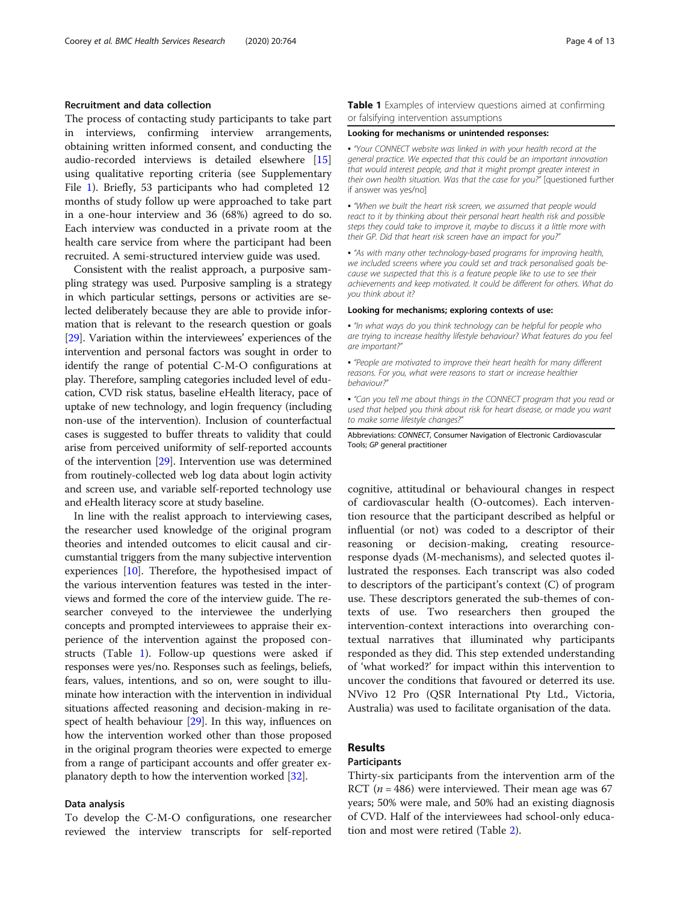### Recruitment and data collection

The process of contacting study participants to take part in interviews, confirming interview arrangements, obtaining written informed consent, and conducting the audio-recorded interviews is detailed elsewhere [15] using qualitative reporting criteria (see Supplementary File 1). Briefly, 53 participants who had completed 12 months of study follow up were approached to take part in a one-hour interview and 36 (68%) agreed to do so. Each interview was conducted in a private room at the health care service from where the participant had been recruited. A semi-structured interview guide was used.

Consistent with the realist approach, a purposive sampling strategy was used. Purposive sampling is a strategy in which particular settings, persons or activities are selected deliberately because they are able to provide information that is relevant to the research question or goals [29]. Variation within the interviewees' experiences of the intervention and personal factors was sought in order to identify the range of potential C-M-O configurations at play. Therefore, sampling categories included level of education, CVD risk status, baseline eHealth literacy, pace of uptake of new technology, and login frequency (including non-use of the intervention). Inclusion of counterfactual cases is suggested to buffer threats to validity that could arise from perceived uniformity of self-reported accounts of the intervention [29]. Intervention use was determined from routinely-collected web log data about login activity and screen use, and variable self-reported technology use and eHealth literacy score at study baseline.

In line with the realist approach to interviewing cases, the researcher used knowledge of the original program theories and intended outcomes to elicit causal and circumstantial triggers from the many subjective intervention experiences [10]. Therefore, the hypothesised impact of the various intervention features was tested in the interviews and formed the core of the interview guide. The researcher conveyed to the interviewee the underlying concepts and prompted interviewees to appraise their experience of the intervention against the proposed constructs (Table 1). Follow-up questions were asked if responses were yes/no. Responses such as feelings, beliefs, fears, values, intentions, and so on, were sought to illuminate how interaction with the intervention in individual situations affected reasoning and decision-making in respect of health behaviour [29]. In this way, influences on how the intervention worked other than those proposed in the original program theories were expected to emerge from a range of participant accounts and offer greater explanatory depth to how the intervention worked [32].

### Data analysis

To develop the C-M-O configurations, one researcher reviewed the interview transcripts for self-reported cognitive, attitudinal or behavioural changes in respect of cardiovascular health (O-outcomes). Each intervention resource that the participant described as helpful or influential (or not) was coded to a descriptor of their reasoning or decision-making, creating resource-response dyads (M-mechanisms), and selected quotes illustrated the responses. Each transcript was also coded to descriptors of the participant's context (C) of program use. These descriptors generated the sub-themes of contexts of use. Two researchers then grouped the intervention-context interactions into overarching contextual narratives that illuminated why participants responded as they did. This step extended understanding of 'what worked?' for impact within this intervention to uncover the conditions that favoured or deterred its use. NVivo 12 Pro (QSR International Pty Ltd., Victoria, Australia) was used to facilitate organisation of the data.

**Table 1** Examples of interview questions aimed at confirming or falsifying intervention assumptions

| **Looking for mechanisms or unintended responses:** |
| --- |
| ▪ *"Your CONNECT website was linked in with your health record at the general practice. We expected that this could be an important innovation that would interest people, and that it might prompt greater interest in their own health situation. Was that the case for you?"* [questioned further if answer was yes/no] |
| ▪ *"When we built the heart risk screen, we assumed that people would react to it by thinking about their personal heart health risk and possible steps they could take to improve it, maybe to discuss it a little more with their GP. Did that heart risk screen have an impact for you?"* |
| ▪ *"As with many other technology-based programs for improving health, we included screens where you could set and track personalised goals because we suspected that this is a feature people like to use to see their achievements and keep motivated. It could be different for others. What do you think about it?* |
| **Looking for mechanisms; exploring contexts of use:** |
| ▪ *"In what ways do you think technology can be helpful for people who are trying to increase healthy lifestyle behaviour? What features do you feel are important?"* |
| ▪ *"People are motivated to improve their heart health for many different reasons. For you, what were reasons to start or increase healthier behaviour?"* |
| ▪ *"Can you tell me about things in the CONNECT program that you read or used that helped you think about risk for heart disease, or made you want to make some lifestyle changes?"* |

Abbreviations: *CONNECT*, Consumer Navigation of Electronic Cardiovascular Tools; *GP* general practitioner

## Results

### Participants

Thirty-six participants from the intervention arm of the RCT ($n = 486$) were interviewed. Their mean age was 67 years; 50% were male, and 50% had an existing diagnosis of CVD. Half of the interviewees had school-only education and most were retired (Table 2).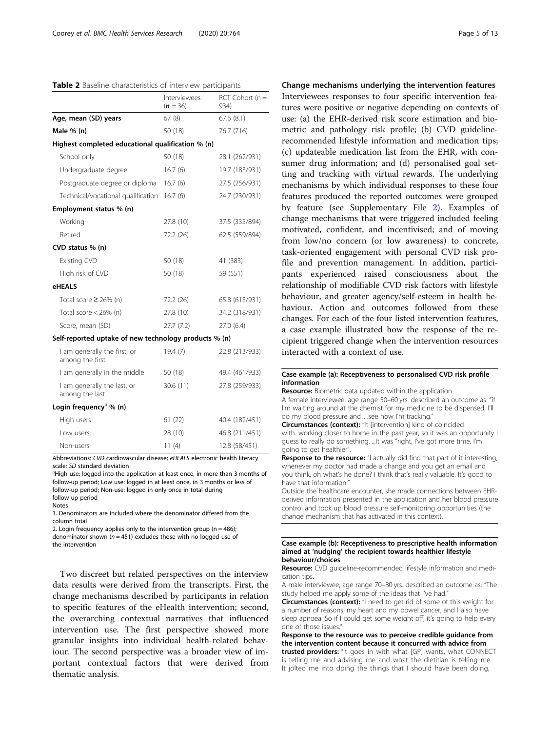**Table 2** Baseline characteristics of interview participants

| | Interviewees (*n* = 36) | RCT Cohort (n = 934) |
|---|---|---|
| **Age, mean (SD) years** | 67 (8) | 67.6 (8.1) |
| **Male % (n)** | 50 (18) | 76.7 (716) |
| **Highest completed educational qualification % (n)** | | |
| School only | 50 (18) | 28.1 (262/931) |
| Undergraduate degree | 16.7 (6) | 19.7 (183/931) |
| Postgraduate degree or diploma | 16.7 (6) | 27.5 (256/931) |
| Technical/vocational qualification | 16.7 (6) | 24.7 (230/931) |
| **Employment status % (n)** | | |
| Working | 27.8 (10) | 37.5 (335/894) |
| Retired | 72.2 (26) | 62.5 (559/894) |
| **CVD status % (n)** | | |
| Existing CVD | 50 (18) | 41 (383) |
| High risk of CVD | 50 (18) | 59 (551) |
| **eHEALS** | | |
| Total score ≥ 26% (n) | 72.2 (26) | 65.8 (613/931) |
| Total score < 26% (n) | 27.8 (10) | 34.2 (318/931) |
| Score, mean (SD) | 27.7 (7.2) | 27.0 (6.4) |
| **Self-reported uptake of new technology products % (n)** | | |
| I am generally the first, or among the first | 19.4 (7) | 22.8 (213/933) |
| I am generally in the middle | 50 (18) | 49.4 (461/933) |
| I am generally the last, or among the last | 30.6 (11) | 27.8 (259/933) |
| **Login frequency[a] % (n)** | | |
| High users | 61 (22) | 40.4 (182/451) |
| Low users | 28 (10) | 46.8 (211/451) |
| Non-users | 11 (4) | 12.8 (58/451) |

Abbreviations: *CVD* cardiovascular disease; *eHEALS* electronic health literacy scale; *SD* standard deviation

[a]High use: logged into the application at least once, in more than 3 months of follow-up period; Low use: logged in at least once, in 3 months or less of follow-up period; Non-use: logged in only once in total during follow-up period

Notes

1. Denominators are included where the denominator differed from the column total

2. Login frequency applies only to the intervention group (n = 486); denominator shown (*n* = 451) excludes those with no logged use of the intervention

Two discreet but related perspectives on the interview data results were derived from the transcripts. First, the change mechanisms described by participants in relation to specific features of the eHealth intervention; second, the overarching contextual narratives that influenced intervention use. The first perspective showed more granular insights into individual health-related behaviour. The second perspective was a broader view of important contextual factors that were derived from thematic analysis.

### Change mechanisms underlying the intervention features

Interviewees responses to four specific intervention features were positive or negative depending on contexts of use: (a) the EHR-derived risk score estimation and biometric and pathology risk profile; (b) CVD guideline-recommended lifestyle information and medication tips; (c) updateable medication list from the EHR, with consumer drug information; and (d) personalised goal setting and tracking with virtual rewards. The underlying mechanisms by which individual responses to these four features produced the reported outcomes were grouped by feature (see Supplementary File 2). Examples of change mechanisms that were triggered included feeling motivated, confident, and incentivised; and of moving from low/no concern (or low awareness) to concrete, task-oriented engagement with personal CVD risk profile and prevention management. In addition, participants experienced raised consciousness about the relationship of modifiable CVD risk factors with lifestyle behaviour, and greater agency/self-esteem in health behaviour. Action and outcomes followed from these changes. For each of the four listed intervention features, a case example illustrated how the response of the recipient triggered change when the intervention resources interacted with a context of use.

---

**Case example (a): Receptiveness to personalised CVD risk profile information**

**Resource:** Biometric data updated within the application

A female interviewee, age range 50–60 yrs. described an outcome as: "if I'm waiting around at the chemist for my medicine to be dispensed, I'll do my blood pressure and…see how I'm tracking."

**Circumstances (context):** "It [intervention] kind of coincided with...working closer to home in the past year, so it was an opportunity I guess to really do something. ...It was "right, I've got more time. I'm going to get healthier".

**Response to the resource:** "I actually did find that part of it interesting, whenever my doctor had made a change and you get an email and you think, oh what's he done? I think that's really valuable. It's good to have that information."

Outside the healthcare encounter, she made connections between EHR-derived information presented in the application and her blood pressure control and took up blood pressure self-monitoring opportunities (the change mechanism that has activated in this context).

---

**Case example (b): Receptiveness to prescriptive health information aimed at 'nudging' the recipient towards healthier lifestyle behaviour/choices**

**Resource:** CVD guideline-recommended lifestyle information and medication tips.

A male interviewee, age range 70–80 yrs. described an outcome as: "The study helped me apply some of the ideas that I've had."

**Circumstances (context):** "I need to get rid of some of this weight for a number of reasons, my heart and my bowel cancer, and I also have sleep apnoea. So if I could get some weight off, it's going to help every one of those issues."

**Response to the resource was to perceive credible guidance from the intervention content because it concurred with advice from trusted providers:** "It goes in with what [GP] wants, what CONNECT is telling me and advising me and what the dietitian is telling me. It jolted me into doing the things that I should have been doing,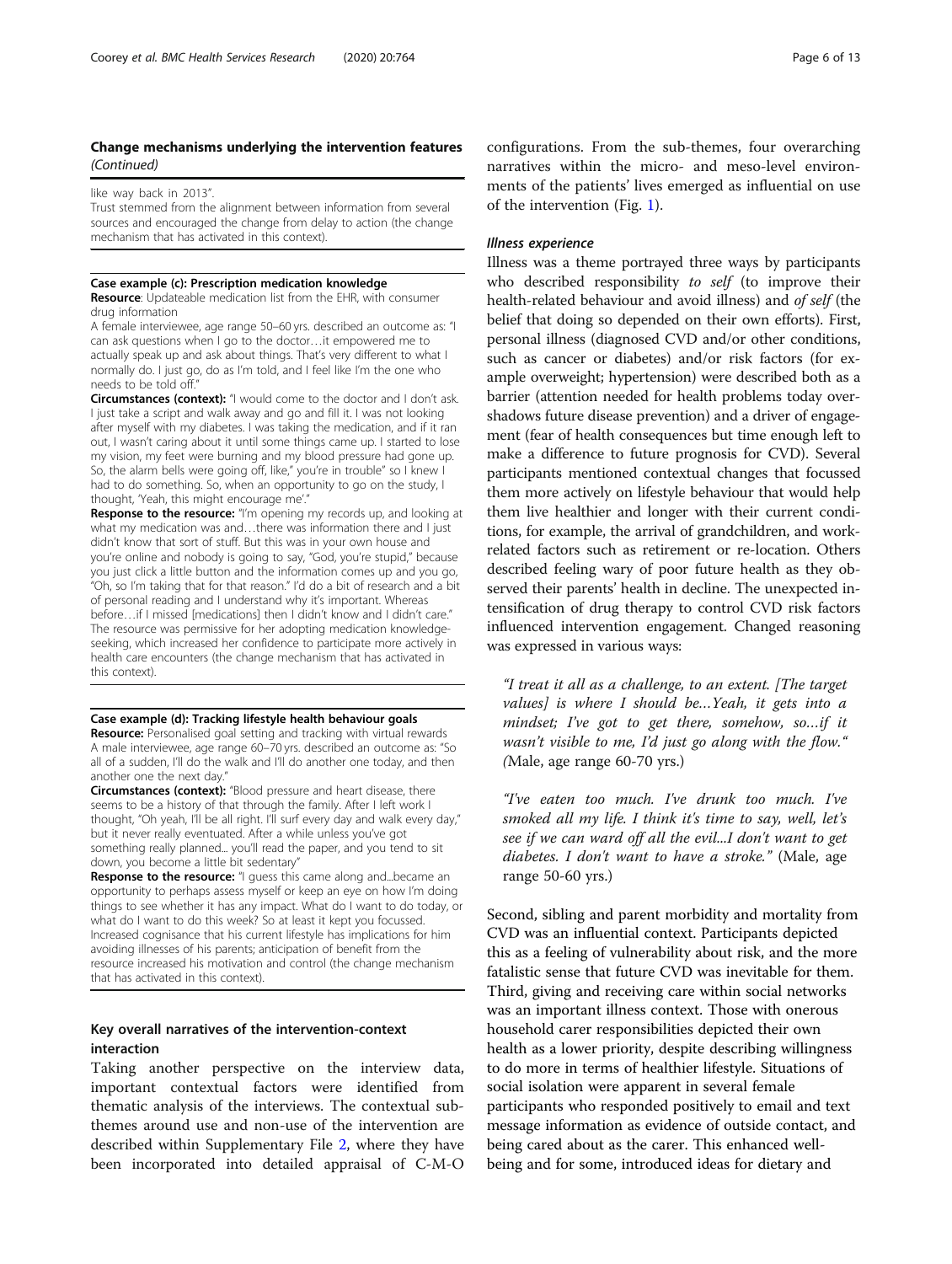### Change mechanisms underlying the intervention features *(Continued)*

like way back in 2013".

Trust stemmed from the alignment between information from several sources and encouraged the change from delay to action (the change mechanism that has activated in this context).

**Case example (c): Prescription medication knowledge**

**Resource**: Updateable medication list from the EHR, with consumer drug information

A female interviewee, age range 50–60 yrs. described an outcome as: "I can ask questions when I go to the doctor…it empowered me to actually speak up and ask about things. That's very different to what I normally do. I just go, do as I'm told, and I feel like I'm the one who needs to be told off."

**Circumstances (context):** "I would come to the doctor and I don't ask. I just take a script and walk away and go and fill it. I was not looking after myself with my diabetes. I was taking the medication, and if it ran out, I wasn't caring about it until some things came up. I started to lose my vision, my feet were burning and my blood pressure had gone up. So, the alarm bells were going off, like," you're in trouble" so I knew I had to do something. So, when an opportunity to go on the study, I thought, 'Yeah, this might encourage me'."

**Response to the resource:** "I'm opening my records up, and looking at what my medication was and…there was information there and I just didn't know that sort of stuff. But this was in your own house and you're online and nobody is going to say, "God, you're stupid," because you just click a little button and the information comes up and you go, "Oh, so I'm taking that for that reason." I'd do a bit of research and a bit of personal reading and I understand why it's important. Whereas before…if I missed [medications] then I didn't know and I didn't care." The resource was permissive for her adopting medication knowledge-seeking, which increased her confidence to participate more actively in health care encounters (the change mechanism that has activated in this context).

**Case example (d): Tracking lifestyle health behaviour goals**

**Resource:** Personalised goal setting and tracking with virtual rewards

A male interviewee, age range 60–70 yrs. described an outcome as: "So all of a sudden, I'll do the walk and I'll do another one today, and then another one the next day."

**Circumstances (context):** "Blood pressure and heart disease, there seems to be a history of that through the family. After I left work I thought, "Oh yeah, I'll be all right. I'll surf every day and walk every day," but it never really eventuated. After a while unless you've got something really planned... you'll read the paper, and you tend to sit down, you become a little bit sedentary"

**Response to the resource:** "I guess this came along and...became an opportunity to perhaps assess myself or keep an eye on how I'm doing things to see whether it has any impact. What do I want to do today, or what do I want to do this week? So at least it kept you focussed. Increased cognisance that his current lifestyle has implications for him avoiding illnesses of his parents; anticipation of benefit from the resource increased his motivation and control (the change mechanism that has activated in this context).

## Key overall narratives of the intervention-context interaction

Taking another perspective on the interview data, important contextual factors were identified from thematic analysis of the interviews. The contextual sub-themes around use and non-use of the intervention are described within Supplementary File 2, where they have been incorporated into detailed appraisal of C-M-O configurations. From the sub-themes, four overarching narratives within the micro- and meso-level environments of the patients' lives emerged as influential on use of the intervention (Fig. 1).

### *Illness experience*

Illness was a theme portrayed three ways by participants who described responsibility *to self* (to improve their health-related behaviour and avoid illness) and *of self* (the belief that doing so depended on their own efforts). First, personal illness (diagnosed CVD and/or other conditions, such as cancer or diabetes) and/or risk factors (for example overweight; hypertension) were described both as a barrier (attention needed for health problems today overshadows future disease prevention) and a driver of engagement (fear of health consequences but time enough left to make a difference to future prognosis for CVD). Several participants mentioned contextual changes that focussed them more actively on lifestyle behaviour that would help them live healthier and longer with their current conditions, for example, the arrival of grandchildren, and work-related factors such as retirement or re-location. Others described feeling wary of poor future health as they observed their parents' health in decline. The unexpected intensification of drug therapy to control CVD risk factors influenced intervention engagement. Changed reasoning was expressed in various ways:

> *"I treat it all as a challenge, to an extent. [The target values] is where I should be…Yeah, it gets into a mindset; I've got to get there, somehow, so…if it wasn't visible to me, I'd just go along with the flow."* (Male, age range 60-70 yrs.)

> *"I've eaten too much. I've drunk too much. I've smoked all my life. I think it's time to say, well, let's see if we can ward off all the evil...I don't want to get diabetes. I don't want to have a stroke."* (Male, age range 50-60 yrs.)

Second, sibling and parent morbidity and mortality from CVD was an influential context. Participants depicted this as a feeling of vulnerability about risk, and the more fatalistic sense that future CVD was inevitable for them. Third, giving and receiving care within social networks was an important illness context. Those with onerous household carer responsibilities depicted their own health as a lower priority, despite describing willingness to do more in terms of healthier lifestyle. Situations of social isolation were apparent in several female participants who responded positively to email and text message information as evidence of outside contact, and being cared about as the carer. This enhanced well-being and for some, introduced ideas for dietary and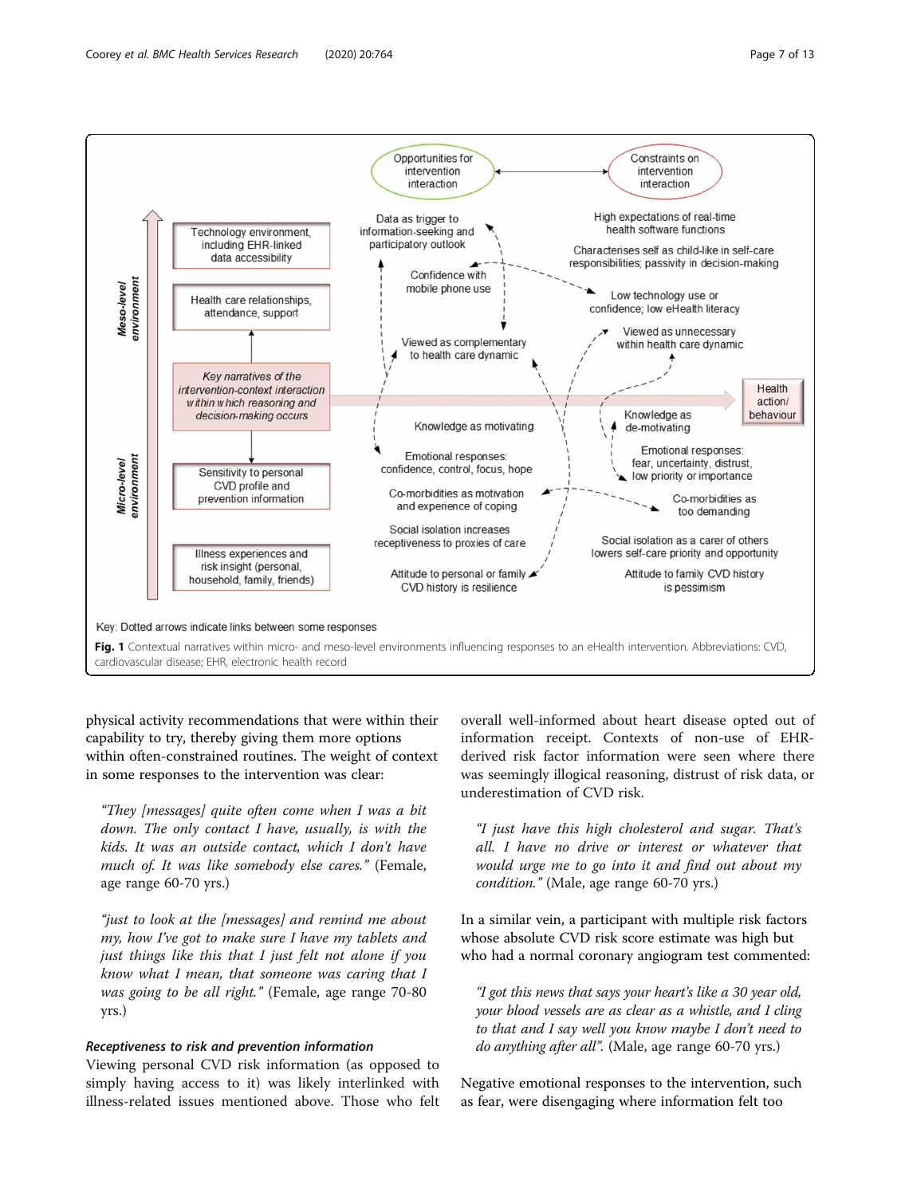Key narratives of the intervention-context interaction within which reasoning and decision-making occurs

Opportunities for intervention interaction

Constraints on intervention interaction

Meso-level environment

Technology environment, including EHR-linked data accessibility

Health care relationships, attendance, support

Data as trigger to information-seeking and participatory outlook

Confidence with mobile phone use

Viewed as complementary to health care dynamic

High expectations of real-time health software functions

Characterises self as child-like in self-care responsibilities; passivity in decision-making

Low technology use or confidence; low eHealth literacy

Viewed as unnecessary within health care dynamic

Health action/ behaviour

Micro-level environment

Sensitivity to personal CVD profile and prevention information

Illness experiences and risk insight (personal, household, family, friends)

Knowledge as motivating

Emotional responses: confidence, control, focus, hope

Co-morbidities as motivation and experience of coping

Social isolation increases receptiveness to proxies of care

Attitude to personal or family CVD history is resilience

Knowledge as de-motivating

Emotional responses: fear, uncertainty, distrust, low priority or importance

Co-morbidities as too demanding

Social isolation as a carer of others lowers self-care priority and opportunity

Attitude to family CVD history is pessimism

Key: Dotted arrows indicate links between some responses

**Fig. 1** Contextual narratives within micro- and meso-level environments influencing responses to an eHealth intervention. Abbreviations: CVD, cardiovascular disease; EHR, electronic health record

physical activity recommendations that were within their capability to try, thereby giving them more options within often-constrained routines. The weight of context in some responses to the intervention was clear:

> *"They [messages] quite often come when I was a bit down. The only contact I have, usually, is with the kids. It was an outside contact, which I don't have much of. It was like somebody else cares."* (Female, age range 60-70 yrs.)

> *"just to look at the [messages] and remind me about my, how I've got to make sure I have my tablets and just things like this that I just felt not alone if you know what I mean, that someone was caring that I was going to be all right."* (Female, age range 70-80 yrs.)

### *Receptiveness to risk and prevention information*

Viewing personal CVD risk information (as opposed to simply having access to it) was likely interlinked with illness-related issues mentioned above. Those who felt overall well-informed about heart disease opted out of information receipt. Contexts of non-use of EHR-derived risk factor information were seen where there was seemingly illogical reasoning, distrust of risk data, or underestimation of CVD risk.

> *"I just have this high cholesterol and sugar. That's all. I have no drive or interest or whatever that would urge me to go into it and find out about my condition."* (Male, age range 60-70 yrs.)

In a similar vein, a participant with multiple risk factors whose absolute CVD risk score estimate was high but who had a normal coronary angiogram test commented:

> *"I got this news that says your heart's like a 30 year old, your blood vessels are as clear as a whistle, and I cling to that and I say well you know maybe I don't need to do anything after all".* (Male, age range 60-70 yrs.)

Negative emotional responses to the intervention, such as fear, were disengaging where information felt too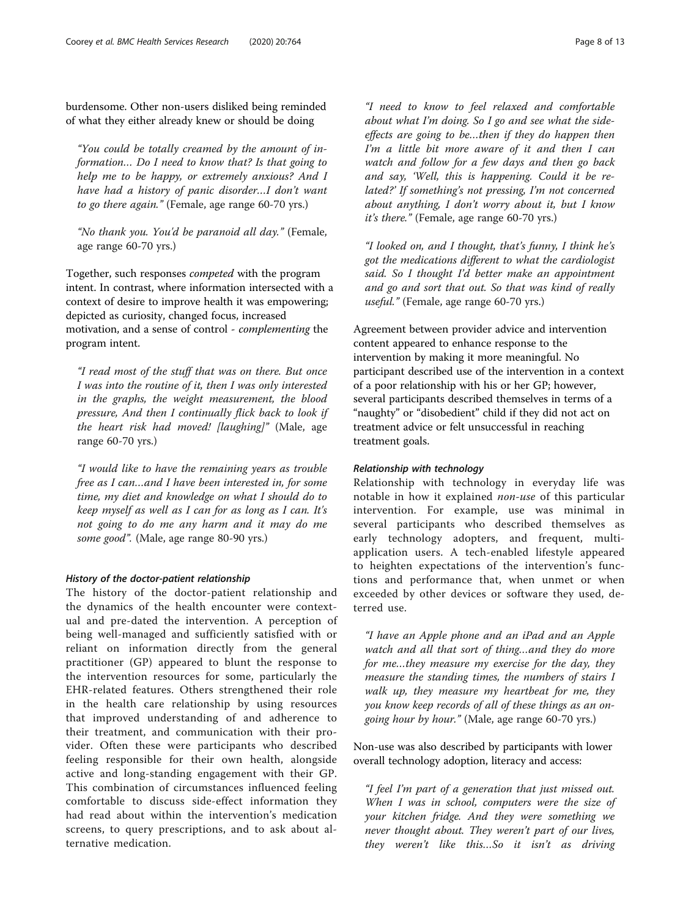burdensome. Other non-users disliked being reminded of what they either already knew or should be doing

> "You could be totally creamed by the amount of information… Do I need to know that? Is that going to help me to be happy, or extremely anxious? And I have had a history of panic disorder…I don't want to go there again." (Female, age range 60-70 yrs.)

> "No thank you. You'd be paranoid all day." (Female, age range 60-70 yrs.)

Together, such responses *competed* with the program intent. In contrast, where information intersected with a context of desire to improve health it was empowering; depicted as curiosity, changed focus, increased motivation, and a sense of control - *complementing* the program intent.

> "I read most of the stuff that was on there. But once I was into the routine of it, then I was only interested in the graphs, the weight measurement, the blood pressure, And then I continually flick back to look if the heart risk had moved! [laughing]" (Male, age range 60-70 yrs.)

> "I would like to have the remaining years as trouble free as I can…and I have been interested in, for some time, my diet and knowledge on what I should do to keep myself as well as I can for as long as I can. It's not going to do me any harm and it may do me some good". (Male, age range 80-90 yrs.)

#### History of the doctor-patient relationship

The history of the doctor-patient relationship and the dynamics of the health encounter were contextual and pre-dated the intervention. A perception of being well-managed and sufficiently satisfied with or reliant on information directly from the general practitioner (GP) appeared to blunt the response to the intervention resources for some, particularly the EHR-related features. Others strengthened their role in the health care relationship by using resources that improved understanding of and adherence to their treatment, and communication with their provider. Often these were participants who described feeling responsible for their own health, alongside active and long-standing engagement with their GP. This combination of circumstances influenced feeling comfortable to discuss side-effect information they had read about within the intervention's medication screens, to query prescriptions, and to ask about alternative medication.

> "I need to know to feel relaxed and comfortable about what I'm doing. So I go and see what the side-effects are going to be…then if they do happen then I'm a little bit more aware of it and then I can watch and follow for a few days and then go back and say, 'Well, this is happening. Could it be related?' If something's not pressing, I'm not concerned about anything, I don't worry about it, but I know it's there." (Female, age range 60-70 yrs.)

> "I looked on, and I thought, that's funny, I think he's got the medications different to what the cardiologist said. So I thought I'd better make an appointment and go and sort that out. So that was kind of really useful." (Female, age range 60-70 yrs.)

Agreement between provider advice and intervention content appeared to enhance response to the intervention by making it more meaningful. No participant described use of the intervention in a context of a poor relationship with his or her GP; however, several participants described themselves in terms of a "naughty" or "disobedient" child if they did not act on treatment advice or felt unsuccessful in reaching treatment goals.

#### Relationship with technology

Relationship with technology in everyday life was notable in how it explained *non-use* of this particular intervention. For example, use was minimal in several participants who described themselves as early technology adopters, and frequent, multi-application users. A tech-enabled lifestyle appeared to heighten expectations of the intervention's functions and performance that, when unmet or when exceeded by other devices or software they used, deterred use.

> "I have an Apple phone and an iPad and an Apple watch and all that sort of thing…and they do more for me…they measure my exercise for the day, they measure the standing times, the numbers of stairs I walk up, they measure my heartbeat for me, they you know keep records of all of these things as an on-going hour by hour." (Male, age range 60-70 yrs.)

Non-use was also described by participants with lower overall technology adoption, literacy and access:

> "I feel I'm part of a generation that just missed out. When I was in school, computers were the size of your kitchen fridge. And they were something we never thought about. They weren't part of our lives, they weren't like this…So it isn't as driving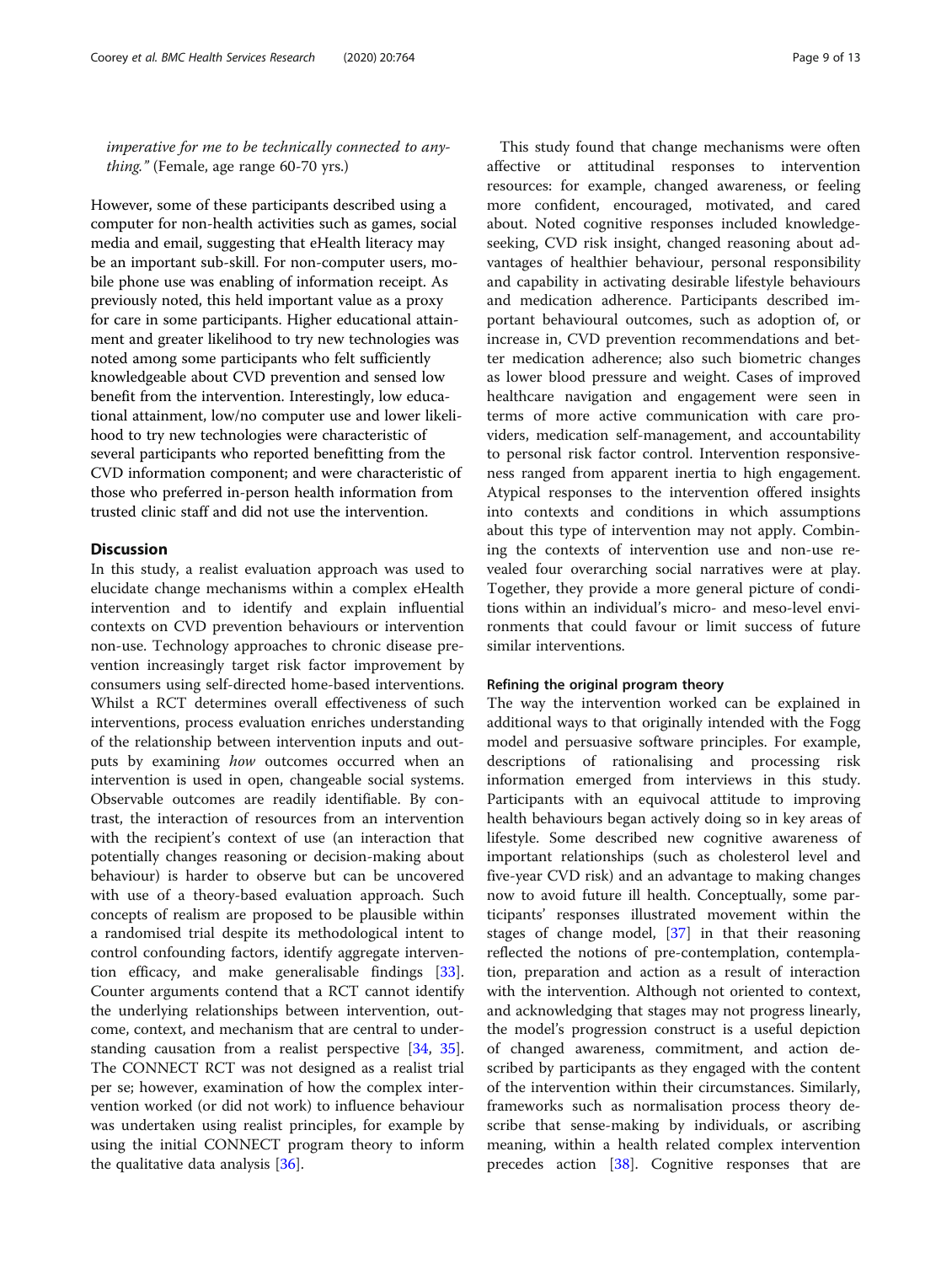*imperative for me to be technically connected to anything."* (Female, age range 60-70 yrs.)

However, some of these participants described using a computer for non-health activities such as games, social media and email, suggesting that eHealth literacy may be an important sub-skill. For non-computer users, mobile phone use was enabling of information receipt. As previously noted, this held important value as a proxy for care in some participants. Higher educational attainment and greater likelihood to try new technologies was noted among some participants who felt sufficiently knowledgeable about CVD prevention and sensed low benefit from the intervention. Interestingly, low educational attainment, low/no computer use and lower likelihood to try new technologies were characteristic of several participants who reported benefitting from the CVD information component; and were characteristic of those who preferred in-person health information from trusted clinic staff and did not use the intervention.

## Discussion

In this study, a realist evaluation approach was used to elucidate change mechanisms within a complex eHealth intervention and to identify and explain influential contexts on CVD prevention behaviours or intervention non-use. Technology approaches to chronic disease prevention increasingly target risk factor improvement by consumers using self-directed home-based interventions. Whilst a RCT determines overall effectiveness of such interventions, process evaluation enriches understanding of the relationship between intervention inputs and outputs by examining *how* outcomes occurred when an intervention is used in open, changeable social systems. Observable outcomes are readily identifiable. By contrast, the interaction of resources from an intervention with the recipient's context of use (an interaction that potentially changes reasoning or decision-making about behaviour) is harder to observe but can be uncovered with use of a theory-based evaluation approach. Such concepts of realism are proposed to be plausible within a randomised trial despite its methodological intent to control confounding factors, identify aggregate intervention efficacy, and make generalisable findings [33]. Counter arguments contend that a RCT cannot identify the underlying relationships between intervention, outcome, context, and mechanism that are central to understanding causation from a realist perspective [34, 35]. The CONNECT RCT was not designed as a realist trial per se; however, examination of how the complex intervention worked (or did not work) to influence behaviour was undertaken using realist principles, for example by using the initial CONNECT program theory to inform the qualitative data analysis [36].

This study found that change mechanisms were often affective or attitudinal responses to intervention resources: for example, changed awareness, or feeling more confident, encouraged, motivated, and cared about. Noted cognitive responses included knowledge-seeking, CVD risk insight, changed reasoning about advantages of healthier behaviour, personal responsibility and capability in activating desirable lifestyle behaviours and medication adherence. Participants described important behavioural outcomes, such as adoption of, or increase in, CVD prevention recommendations and better medication adherence; also such biometric changes as lower blood pressure and weight. Cases of improved healthcare navigation and engagement were seen in terms of more active communication with care providers, medication self-management, and accountability to personal risk factor control. Intervention responsiveness ranged from apparent inertia to high engagement. Atypical responses to the intervention offered insights into contexts and conditions in which assumptions about this type of intervention may not apply. Combining the contexts of intervention use and non-use revealed four overarching social narratives were at play. Together, they provide a more general picture of conditions within an individual's micro- and meso-level environments that could favour or limit success of future similar interventions.

### Refining the original program theory

The way the intervention worked can be explained in additional ways to that originally intended with the Fogg model and persuasive software principles. For example, descriptions of rationalising and processing risk information emerged from interviews in this study. Participants with an equivocal attitude to improving health behaviours began actively doing so in key areas of lifestyle. Some described new cognitive awareness of important relationships (such as cholesterol level and five-year CVD risk) and an advantage to making changes now to avoid future ill health. Conceptually, some participants' responses illustrated movement within the stages of change model, [37] in that their reasoning reflected the notions of pre-contemplation, contemplation, preparation and action as a result of interaction with the intervention. Although not oriented to context, and acknowledging that stages may not progress linearly, the model's progression construct is a useful depiction of changed awareness, commitment, and action described by participants as they engaged with the content of the intervention within their circumstances. Similarly, frameworks such as normalisation process theory describe that sense-making by individuals, or ascribing meaning, within a health related complex intervention precedes action [38]. Cognitive responses that are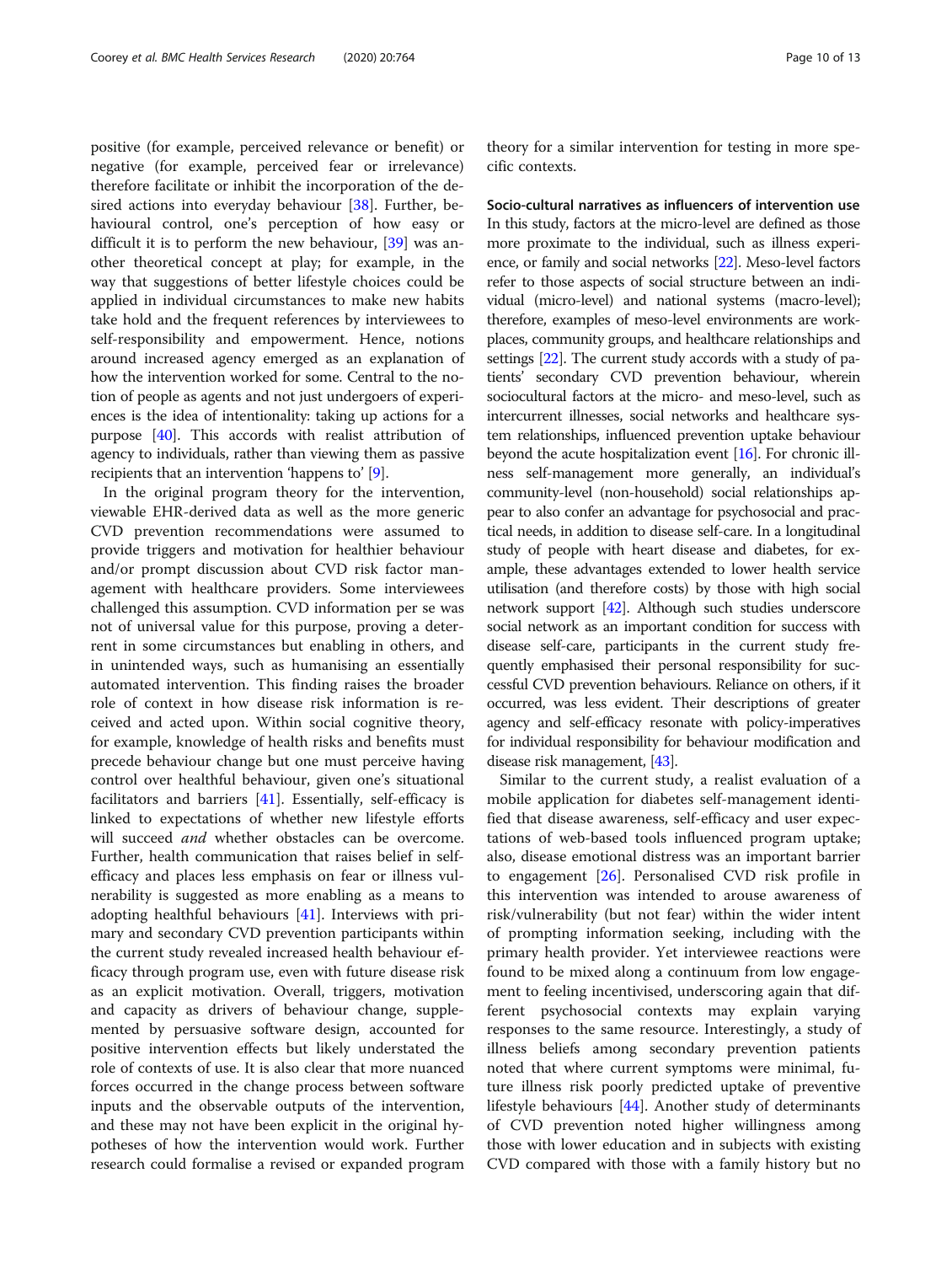positive (for example, perceived relevance or benefit) or negative (for example, perceived fear or irrelevance) therefore facilitate or inhibit the incorporation of the desired actions into everyday behaviour [38]. Further, behavioural control, one's perception of how easy or difficult it is to perform the new behaviour, [39] was another theoretical concept at play; for example, in the way that suggestions of better lifestyle choices could be applied in individual circumstances to make new habits take hold and the frequent references by interviewees to self-responsibility and empowerment. Hence, notions around increased agency emerged as an explanation of how the intervention worked for some. Central to the notion of people as agents and not just undergoers of experiences is the idea of intentionality: taking up actions for a purpose [40]. This accords with realist attribution of agency to individuals, rather than viewing them as passive recipients that an intervention 'happens to' [9].

In the original program theory for the intervention, viewable EHR-derived data as well as the more generic CVD prevention recommendations were assumed to provide triggers and motivation for healthier behaviour and/or prompt discussion about CVD risk factor management with healthcare providers. Some interviewees challenged this assumption. CVD information per se was not of universal value for this purpose, proving a deterrent in some circumstances but enabling in others, and in unintended ways, such as humanising an essentially automated intervention. This finding raises the broader role of context in how disease risk information is received and acted upon. Within social cognitive theory, for example, knowledge of health risks and benefits must precede behaviour change but one must perceive having control over healthful behaviour, given one's situational facilitators and barriers [41]. Essentially, self-efficacy is linked to expectations of whether new lifestyle efforts will succeed *and* whether obstacles can be overcome. Further, health communication that raises belief in self-efficacy and places less emphasis on fear or illness vulnerability is suggested as more enabling as a means to adopting healthful behaviours [41]. Interviews with primary and secondary CVD prevention participants within the current study revealed increased health behaviour efficacy through program use, even with future disease risk as an explicit motivation. Overall, triggers, motivation and capacity as drivers of behaviour change, supplemented by persuasive software design, accounted for positive intervention effects but likely understated the role of contexts of use. It is also clear that more nuanced forces occurred in the change process between software inputs and the observable outputs of the intervention, and these may not have been explicit in the original hypotheses of how the intervention would work. Further research could formalise a revised or expanded program theory for a similar intervention for testing in more specific contexts.

### Socio-cultural narratives as influencers of intervention use

In this study, factors at the micro-level are defined as those more proximate to the individual, such as illness experience, or family and social networks [22]. Meso-level factors refer to those aspects of social structure between an individual (micro-level) and national systems (macro-level); therefore, examples of meso-level environments are workplaces, community groups, and healthcare relationships and settings [22]. The current study accords with a study of patients' secondary CVD prevention behaviour, wherein sociocultural factors at the micro- and meso-level, such as intercurrent illnesses, social networks and healthcare system relationships, influenced prevention uptake behaviour beyond the acute hospitalization event [16]. For chronic illness self-management more generally, an individual's community-level (non-household) social relationships appear to also confer an advantage for psychosocial and practical needs, in addition to disease self-care. In a longitudinal study of people with heart disease and diabetes, for example, these advantages extended to lower health service utilisation (and therefore costs) by those with high social network support [42]. Although such studies underscore social network as an important condition for success with disease self-care, participants in the current study frequently emphasised their personal responsibility for successful CVD prevention behaviours. Reliance on others, if it occurred, was less evident. Their descriptions of greater agency and self-efficacy resonate with policy-imperatives for individual responsibility for behaviour modification and disease risk management, [43].

Similar to the current study, a realist evaluation of a mobile application for diabetes self-management identified that disease awareness, self-efficacy and user expectations of web-based tools influenced program uptake; also, disease emotional distress was an important barrier to engagement [26]. Personalised CVD risk profile in this intervention was intended to arouse awareness of risk/vulnerability (but not fear) within the wider intent of prompting information seeking, including with the primary health provider. Yet interviewee reactions were found to be mixed along a continuum from low engagement to feeling incentivised, underscoring again that different psychosocial contexts may explain varying responses to the same resource. Interestingly, a study of illness beliefs among secondary prevention patients noted that where current symptoms were minimal, future illness risk poorly predicted uptake of preventive lifestyle behaviours [44]. Another study of determinants of CVD prevention noted higher willingness among those with lower education and in subjects with existing CVD compared with those with a family history but no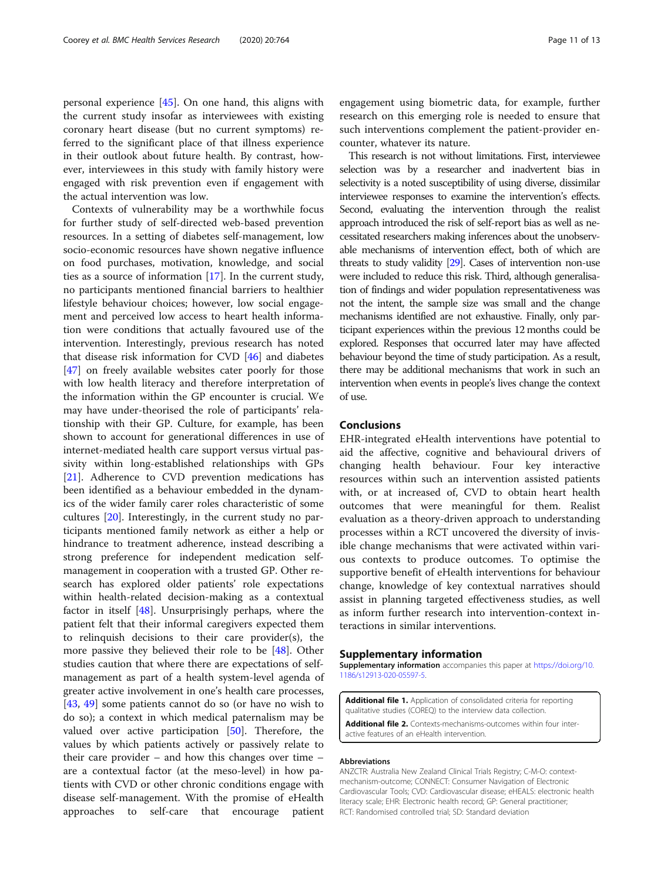personal experience [45]. On one hand, this aligns with the current study insofar as interviewees with existing coronary heart disease (but no current symptoms) referred to the significant place of that illness experience in their outlook about future health. By contrast, however, interviewees in this study with family history were engaged with risk prevention even if engagement with the actual intervention was low.

Contexts of vulnerability may be a worthwhile focus for further study of self-directed web-based prevention resources. In a setting of diabetes self-management, low socio-economic resources have shown negative influence on food purchases, motivation, knowledge, and social ties as a source of information [17]. In the current study, no participants mentioned financial barriers to healthier lifestyle behaviour choices; however, low social engagement and perceived low access to heart health information were conditions that actually favoured use of the intervention. Interestingly, previous research has noted that disease risk information for CVD [46] and diabetes [47] on freely available websites cater poorly for those with low health literacy and therefore interpretation of the information within the GP encounter is crucial. We may have under-theorised the role of participants' relationship with their GP. Culture, for example, has been shown to account for generational differences in use of internet-mediated health care support versus virtual passivity within long-established relationships with GPs [21]. Adherence to CVD prevention medications has been identified as a behaviour embedded in the dynamics of the wider family carer roles characteristic of some cultures [20]. Interestingly, in the current study no participants mentioned family network as either a help or hindrance to treatment adherence, instead describing a strong preference for independent medication self-management in cooperation with a trusted GP. Other research has explored older patients' role expectations within health-related decision-making as a contextual factor in itself [48]. Unsurprisingly perhaps, where the patient felt that their informal caregivers expected them to relinquish decisions to their care provider(s), the more passive they believed their role to be [48]. Other studies caution that where there are expectations of self-management as part of a health system-level agenda of greater active involvement in one's health care processes, [43, 49] some patients cannot do so (or have no wish to do so); a context in which medical paternalism may be valued over active participation [50]. Therefore, the values by which patients actively or passively relate to their care provider – and how this changes over time – are a contextual factor (at the meso-level) in how patients with CVD or other chronic conditions engage with disease self-management. With the promise of eHealth approaches to self-care that encourage patient engagement using biometric data, for example, further research on this emerging role is needed to ensure that such interventions complement the patient-provider encounter, whatever its nature.

This research is not without limitations. First, interviewee selection was by a researcher and inadvertent bias in selectivity is a noted susceptibility of using diverse, dissimilar interviewee responses to examine the intervention's effects. Second, evaluating the intervention through the realist approach introduced the risk of self-report bias as well as necessitated researchers making inferences about the unobservable mechanisms of intervention effect, both of which are threats to study validity [29]. Cases of intervention non-use were included to reduce this risk. Third, although generalisation of findings and wider population representativeness was not the intent, the sample size was small and the change mechanisms identified are not exhaustive. Finally, only participant experiences within the previous 12 months could be explored. Responses that occurred later may have affected behaviour beyond the time of study participation. As a result, there may be additional mechanisms that work in such an intervention when events in people's lives change the context of use.

## Conclusions

EHR-integrated eHealth interventions have potential to aid the affective, cognitive and behavioural drivers of changing health behaviour. Four key interactive resources within such an intervention assisted patients with, or at increased of, CVD to obtain heart health outcomes that were meaningful for them. Realist evaluation as a theory-driven approach to understanding processes within a RCT uncovered the diversity of invisible change mechanisms that were activated within various contexts to produce outcomes. To optimise the supportive benefit of eHealth interventions for behaviour change, knowledge of key contextual narratives should assist in planning targeted effectiveness studies, as well as inform further research into intervention-context interactions in similar interventions.

## Supplementary information

**Supplementary information** accompanies this paper at https://doi.org/10.1186/s12913-020-05597-5.

**Additional file 1.** Application of consolidated criteria for reporting qualitative studies (COREQ) to the interview data collection.

**Additional file 2.** Contexts-mechanisms-outcomes within four interactive features of an eHealth intervention.

### Abbreviations

ANZCTR: Australia New Zealand Clinical Trials Registry; C-M-O: context-mechanism-outcome; CONNECT: Consumer Navigation of Electronic Cardiovascular Tools; CVD: Cardiovascular disease; eHEALS: electronic health literacy scale; EHR: Electronic health record; GP: General practitioner; RCT: Randomised controlled trial; SD: Standard deviation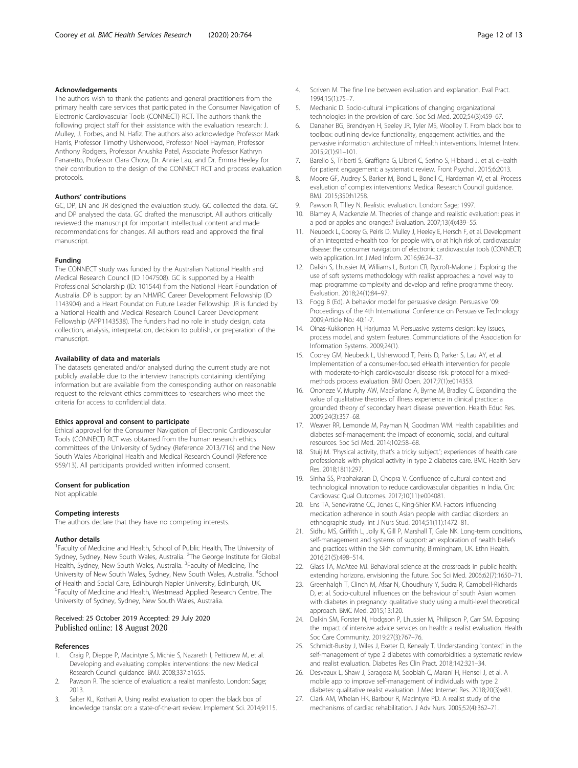### Acknowledgements

The authors wish to thank the patients and general practitioners from the primary health care services that participated in the Consumer Navigation of Electronic Cardiovascular Tools (CONNECT) RCT. The authors thank the following project staff for their assistance with the evaluation research: J. Mulley, J. Forbes, and N. Hafiz. The authors also acknowledge Professor Mark Harris, Professor Timothy Usherwood, Professor Noel Hayman, Professor Anthony Rodgers, Professor Anushka Patel, Associate Professor Kathryn Panaretto, Professor Clara Chow, Dr. Annie Lau, and Dr. Emma Heeley for their contribution to the design of the CONNECT RCT and process evaluation protocols.

### Authors' contributions

GC, DP, LN and JR designed the evaluation study. GC collected the data. GC and DP analysed the data. GC drafted the manuscript. All authors critically reviewed the manuscript for important intellectual content and made recommendations for changes. All authors read and approved the final manuscript.

### Funding

The CONNECT study was funded by the Australian National Health and Medical Research Council (ID 1047508). GC is supported by a Health Professional Scholarship (ID: 101544) from the National Heart Foundation of Australia. DP is support by an NHMRC Career Development Fellowship (ID 1143904) and a Heart Foundation Future Leader Fellowship. JR is funded by a National Health and Medical Research Council Career Development Fellowship (APP1143538). The funders had no role in study design, data collection, analysis, interpretation, decision to publish, or preparation of the manuscript.

### Availability of data and materials

The datasets generated and/or analysed during the current study are not publicly available due to the interview transcripts containing identifying information but are available from the corresponding author on reasonable request to the relevant ethics committees to researchers who meet the criteria for access to confidential data.

### Ethics approval and consent to participate

Ethical approval for the Consumer Navigation of Electronic Cardiovascular Tools (CONNECT) RCT was obtained from the human research ethics committees of the University of Sydney (Reference 2013/716) and the New South Wales Aboriginal Health and Medical Research Council (Reference 959/13). All participants provided written informed consent.

### Consent for publication

Not applicable.

### Competing interests

The authors declare that they have no competing interests.

### Author details

[1]Faculty of Medicine and Health, School of Public Health, The University of Sydney, Sydney, New South Wales, Australia. [2]The George Institute for Global Health, Sydney, New South Wales, Australia. [3]Faculty of Medicine, The University of New South Wales, Sydney, New South Wales, Australia. [4]School of Health and Social Care, Edinburgh Napier University, Edinburgh, UK. [5]Faculty of Medicine and Health, Westmead Applied Research Centre, The University of Sydney, Sydney, New South Wales, Australia.

Received: 25 October 2019 Accepted: 29 July 2020
Published online: 18 August 2020

### References

1. Craig P, Dieppe P, Macintyre S, Michie S, Nazareth I, Petticrew M, et al. Developing and evaluating complex interventions: the new Medical Research Council guidance. BMJ. 2008;337:a1655.
2. Pawson R. The science of evaluation: a realist manifesto. London: Sage; 2013.
3. Salter KL, Kothari A. Using realist evaluation to open the black box of knowledge translation: a state-of-the-art review. Implement Sci. 2014;9:115.
4. Scriven M. The fine line between evaluation and explanation. Eval Pract. 1994;15(1):75–7.
5. Mechanic D. Socio-cultural implications of changing organizational technologies in the provision of care. Soc Sci Med. 2002;54(3):459–67.
6. Danaher BG, Brendryen H, Seeley JR, Tyler MS, Woolley T. From black box to toolbox: outlining device functionality, engagement activities, and the pervasive information architecture of mHealth interventions. Internet Interv. 2015;2(1):91–101.
7. Barello S, Triberti S, Graffigna G, Libreri C, Serino S, Hibbard J, et al. eHealth for patient engagement: a systematic review. Front Psychol. 2015;6:2013.
8. Moore GF, Audrey S, Barker M, Bond L, Bonell C, Hardeman W, et al. Process evaluation of complex interventions: Medical Research Council guidance. BMJ. 2015;350:h1258.
9. Pawson R, Tilley N. Realistic evaluation. London: Sage; 1997.
10. Blamey A, Mackenzie M. Theories of change and realistic evaluation: peas in a pod or apples and oranges? Evaluation. 2007;13(4):439–55.
11. Neubeck L, Coorey G, Peiris D, Mulley J, Heeley E, Hersch F, et al. Development of an integrated e-health tool for people with, or at high risk of, cardiovascular disease: the consumer navigation of electronic cardiovascular tools (CONNECT) web application. Int J Med Inform. 2016;96:24–37.
12. Dalkin S, Lhussier M, Williams L, Burton CR, Rycroft-Malone J. Exploring the use of soft systems methodology with realist approaches: a novel way to map programme complexity and develop and refine programme theory. Evaluation. 2018;24(1):84–97.
13. Fogg B (Ed). A behavior model for persuasive design. Persuasive '09: Proceedings of the 4th International Conference on Persuasive Technology 2009;Article No.: 40:1-7.
14. Oinas-Kukkonen H, Harjumaa M. Persuasive systems design: key issues, process model, and system features. Communciations of the Association for Information Systems. 2009;24(1).
15. Coorey GM, Neubeck L, Usherwood T, Peiris D, Parker S, Lau AY, et al. Implementation of a consumer-focused eHealth intervention for people with moderate-to-high cardiovascular disease risk: protocol for a mixed-methods process evaluation. BMJ Open. 2017;7(1):e014353.
16. Ononeze V, Murphy AW, MacFarlane A, Byrne M, Bradley C. Expanding the value of qualitative theories of illness experience in clinical practice: a grounded theory of secondary heart disease prevention. Health Educ Res. 2009;24(3):357–68.
17. Weaver RR, Lemonde M, Payman N, Goodman WM. Health capabilities and diabetes self-management: the impact of economic, social, and cultural resources. Soc Sci Med. 2014;102:58–68.
18. Stuij M. 'Physical activity, that's a tricky subject.'; experiences of health care professionals with physical activity in type 2 diabetes care. BMC Health Serv Res. 2018;18(1):297.
19. Sinha SS, Prabhakaran D, Chopra V. Confluence of cultural context and technological innovation to reduce cardiovascular disparities in India. Circ Cardiovasc Qual Outcomes. 2017;10(11):e004081.
20. Ens TA, Seneviratne CC, Jones C, King-Shier KM. Factors influencing medication adherence in south Asian people with cardiac disorders: an ethnographic study. Int J Nurs Stud. 2014;51(11):1472–81.
21. Sidhu MS, Griffith L, Jolly K, Gill P, Marshall T, Gale NK. Long-term conditions, self-management and systems of support: an exploration of health beliefs and practices within the Sikh community, Birmingham, UK. Ethn Health. 2016;21(5):498–514.
22. Glass TA, McAtee MJ. Behavioral science at the crossroads in public health: extending horizons, envisioning the future. Soc Sci Med. 2006;62(7):1650–71.
23. Greenhalgh T, Clinch M, Afsar N, Choudhury Y, Sudra R, Campbell-Richards D, et al. Socio-cultural influences on the behaviour of south Asian women with diabetes in pregnancy: qualitative study using a multi-level theoretical approach. BMC Med. 2015;13:120.
24. Dalkin SM, Forster N, Hodgson P, Lhussier M, Philipson P, Carr SM. Exposing the impact of intensive advice services on health: a realist evaluation. Health Soc Care Community. 2019;27(3):767–76.
25. Schmidt-Busby J, Wiles J, Exeter D, Kenealy T. Understanding 'context' in the self-management of type 2 diabetes with comorbidities: a systematic review and realist evaluation. Diabetes Res Clin Pract. 2018;142:321–34.
26. Desveaux L, Shaw J, Saragosa M, Soobiah C, Marani H, Hensel J, et al. A mobile app to improve self-management of individuals with type 2 diabetes: qualitative realist evaluation. J Med Internet Res. 2018;20(3):e81.
27. Clark AM, Whelan HK, Barbour R, MacIntyre PD. A realist study of the mechanisms of cardiac rehabilitation. J Adv Nurs. 2005;52(4):362–71.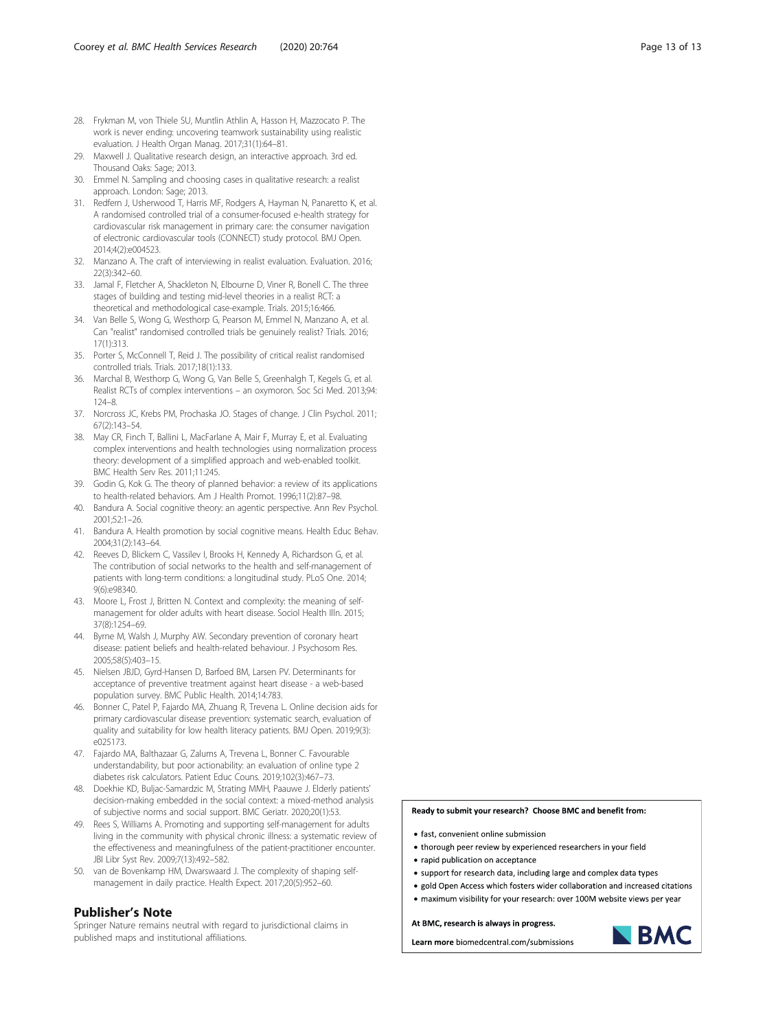28. Frykman M, von Thiele SU, Muntlin Athlin A, Hasson H, Mazzocato P. The work is never ending: uncovering teamwork sustainability using realistic evaluation. J Health Organ Manag. 2017;31(1):64–81.
29. Maxwell J. Qualitative research design, an interactive approach. 3rd ed. Thousand Oaks: Sage; 2013.
30. Emmel N. Sampling and choosing cases in qualitative research: a realist approach. London: Sage; 2013.
31. Redfern J, Usherwood T, Harris MF, Rodgers A, Hayman N, Panaretto K, et al. A randomised controlled trial of a consumer-focused e-health strategy for cardiovascular risk management in primary care: the consumer navigation of electronic cardiovascular tools (CONNECT) study protocol. BMJ Open. 2014;4(2):e004523.
32. Manzano A. The craft of interviewing in realist evaluation. Evaluation. 2016; 22(3):342–60.
33. Jamal F, Fletcher A, Shackleton N, Elbourne D, Viner R, Bonell C. The three stages of building and testing mid-level theories in a realist RCT: a theoretical and methodological case-example. Trials. 2015;16:466.
34. Van Belle S, Wong G, Westhorp G, Pearson M, Emmel N, Manzano A, et al. Can "realist" randomised controlled trials be genuinely realist? Trials. 2016; 17(1):313.
35. Porter S, McConnell T, Reid J. The possibility of critical realist randomised controlled trials. Trials. 2017;18(1):133.
36. Marchal B, Westhorp G, Wong G, Van Belle S, Greenhalgh T, Kegels G, et al. Realist RCTs of complex interventions – an oxymoron. Soc Sci Med. 2013;94: 124–8.
37. Norcross JC, Krebs PM, Prochaska JO. Stages of change. J Clin Psychol. 2011; 67(2):143–54.
38. May CR, Finch T, Ballini L, MacFarlane A, Mair F, Murray E, et al. Evaluating complex interventions and health technologies using normalization process theory: development of a simplified approach and web-enabled toolkit. BMC Health Serv Res. 2011;11:245.
39. Godin G, Kok G. The theory of planned behavior: a review of its applications to health-related behaviors. Am J Health Promot. 1996;11(2):87–98.
40. Bandura A. Social cognitive theory: an agentic perspective. Ann Rev Psychol. 2001;52:1–26.
41. Bandura A. Health promotion by social cognitive means. Health Educ Behav. 2004;31(2):143–64.
42. Reeves D, Blickem C, Vassilev I, Brooks H, Kennedy A, Richardson G, et al. The contribution of social networks to the health and self-management of patients with long-term conditions: a longitudinal study. PLoS One. 2014; 9(6):e98340.
43. Moore L, Frost J, Britten N. Context and complexity: the meaning of self-management for older adults with heart disease. Sociol Health Illn. 2015; 37(8):1254–69.
44. Byrne M, Walsh J, Murphy AW. Secondary prevention of coronary heart disease: patient beliefs and health-related behaviour. J Psychosom Res. 2005;58(5):403–15.
45. Nielsen JBJD, Gyrd-Hansen D, Barfoed BM, Larsen PV. Determinants for acceptance of preventive treatment against heart disease - a web-based population survey. BMC Public Health. 2014;14:783.
46. Bonner C, Patel P, Fajardo MA, Zhuang R, Trevena L. Online decision aids for primary cardiovascular disease prevention: systematic search, evaluation of quality and suitability for low health literacy patients. BMJ Open. 2019;9(3): e025173.
47. Fajardo MA, Balthazaar G, Zalums A, Trevena L, Bonner C. Favourable understandability, but poor actionability: an evaluation of online type 2 diabetes risk calculators. Patient Educ Couns. 2019;102(3):467–73.
48. Doekhie KD, Buljac-Samardzic M, Strating MMH, Paauwe J. Elderly patients' decision-making embedded in the social context: a mixed-method analysis of subjective norms and social support. BMC Geriatr. 2020;20(1):53.
49. Rees S, Williams A. Promoting and supporting self-management for adults living in the community with physical chronic illness: a systematic review of the effectiveness and meaningfulness of the patient-practitioner encounter. JBI Libr Syst Rev. 2009;7(13):492–582.
50. van de Bovenkamp HM, Dwarswaard J. The complexity of shaping self-management in daily practice. Health Expect. 2017;20(5):952–60.

## Publisher's Note

Springer Nature remains neutral with regard to jurisdictional claims in published maps and institutional affiliations.

**Ready to submit your research? Choose BMC and benefit from:**

- fast, convenient online submission
- thorough peer review by experienced researchers in your field
- rapid publication on acceptance
- support for research data, including large and complex data types
- gold Open Access which fosters wider collaboration and increased citations
- maximum visibility for your research: over 100M website views per year

**At BMC, research is always in progress.**

**Learn more** biomedcentral.com/submissions